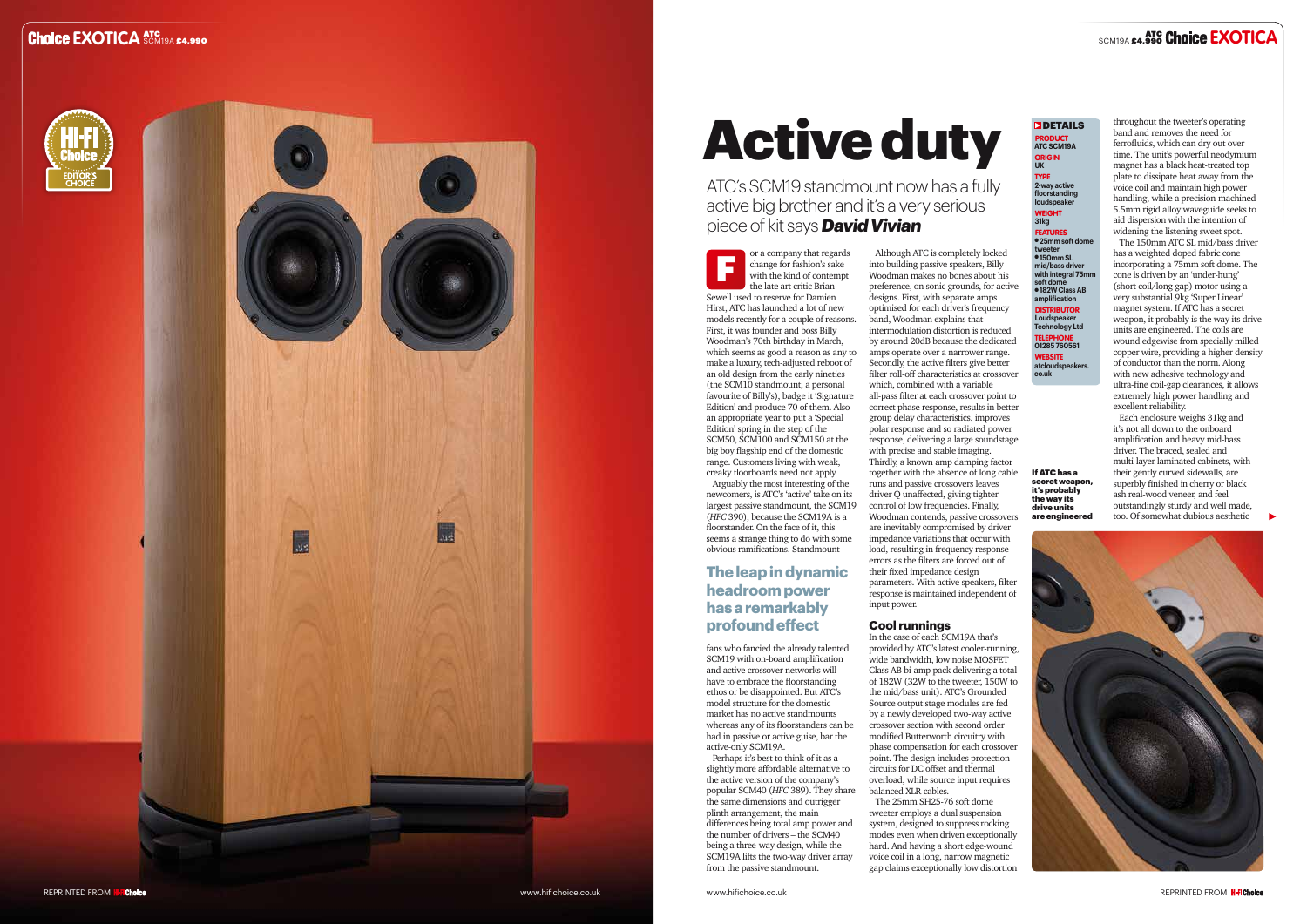# Active duty

ATC's SCM19 standmount now has a fully active big brother and it's a very serious piece of kit says ***David Vivian***

For a company that regards change for fashion's sake with the kind of contempt the late art critic Brian Sewell used to reserve for Damien Hirst, ATC has launched a lot of new models recently for a couple of reasons. First, it was founder and boss Billy Woodman's 70th birthday in March, which seems as good a reason as any to make a luxury, tech-adjusted reboot of an old design from the early nineties (the SCM10 standmount, a personal favourite of Billy's), badge it 'Signature Edition' and produce 70 of them. Also an appropriate year to put a 'Special Edition' spring in the step of the SCM50, SCM100 and SCM150 at the big boy flagship end of the domestic range. Customers living with weak, creaky floorboards need not apply.

Arguably the most interesting of the newcomers, is ATC's 'active' take on its largest passive standmount, the SCM19 (*HFC* 390), because the SCM19A is a floorstander. On the face of it, this seems a strange thing to do with some obvious ramifications. Standmount fans who fancied the already talented SCM19 with on-board amplification and active crossover networks will have to embrace the floorstanding ethos or be disappointed. But ATC's model structure for the domestic market has no active standmounts whereas any of its floorstanders can be had in passive or active guise, bar the active-only SCM19A.

> **The leap in dynamic headroom power has a remarkably profound effect**

Perhaps it's best to think of it as a slightly more affordable alternative to the active version of the company's popular SCM40 (*HFC* 389). They share the same dimensions and outrigger plinth arrangement, the main differences being total amp power and the number of drivers – the SCM40 being a three-way design, while the SCM19A lifts the two-way driver array from the passive standmount.

Although ATC is completely locked into building passive speakers, Billy Woodman makes no bones about his preference, on sonic grounds, for active designs. First, with separate amps optimised for each driver's frequency band, Woodman explains that intermodulation distortion is reduced by around 20dB because the dedicated amps operate over a narrower range. Secondly, the active filters give better filter roll-off characteristics at crossover which, combined with a variable all-pass filter at each crossover point to correct phase response, results in better group delay characteristics, improves polar response and so radiated power response, delivering a large soundstage with precise and stable imaging. Thirdly, a known amp damping factor together with the absence of long cable runs and passive crossovers leaves driver Q unaffected, giving tighter control of low frequencies. Finally, Woodman contends, passive crossovers are inevitably compromised by driver impedance variations that occur with load, resulting in frequency response errors as the filters are forced out of their fixed impedance design parameters. With active speakers, filter response is maintained independent of input power.

## Cool runnings

In the case of each SCM19A that's provided by ATC's latest cooler-running, wide bandwidth, low noise MOSFET Class AB bi-amp pack delivering a total of 182W (32W to the tweeter, 150W to the mid/bass unit). ATC's Grounded Source output stage modules are fed by a newly developed two-way active crossover section with second order modified Butterworth circuitry with phase compensation for each crossover point. The design includes protection circuits for DC offset and thermal overload, while source input requires balanced XLR cables.

The 25mm SH25-76 soft dome tweeter employs a dual suspension system, designed to suppress rocking modes even when driven exceptionally hard. And having a short edge-wound voice coil in a long, narrow magnetic gap claims exceptionally low distortion throughout the tweeter's operating band and removes the need for ferrofluids, which can dry out over time. The unit's powerful neodymium magnet has a black heat-treated top plate to dissipate heat away from the voice coil and maintain high power handling, while a precision-machined 5.5mm rigid alloy waveguide seeks to aid dispersion with the intention of widening the listening sweet spot.

The 150mm ATC SL mid/bass driver has a weighted doped fabric cone incorporating a 75mm soft dome. The cone is driven by an 'under-hung' (short coil/long gap) motor using a very substantial 9kg 'Super Linear' magnet system. If ATC has a secret weapon, it probably is the way its drive units are engineered. The coils are wound edgewise from specially milled copper wire, providing a higher density of conductor than the norm. Along with new adhesive technology and ultra-fine coil-gap clearances, it allows extremely high power handling and excellent reliability.

> **If ATC has a secret weapon, it's probably the way its drive units are engineered**

Each enclosure weighs 31kg and it's not all down to the onboard amplification and heavy mid-bass driver. The braced, sealed and multi-layer laminated cabinets, with their gently curved sidewalls, are superbly finished in cherry or black ash real-wood veneer, and feel outstandingly sturdy and well made, too. Of somewhat dubious aesthetic

### DETAILS

**PRODUCT**
ATC SCM19A

**ORIGIN**
UK

**TYPE**
2-way active floorstanding loudspeaker

**WEIGHT**
31kg

**FEATURES**
- 25mm soft dome tweeter
- 150mm SL mid/bass driver with integral 75mm soft dome
- 182W Class AB amplification

**DISTRIBUTOR**
Loudspeaker Technology Ltd

**TELEPHONE**
01285 760561

**WEBSITE**
atcloudspeakers.co.uk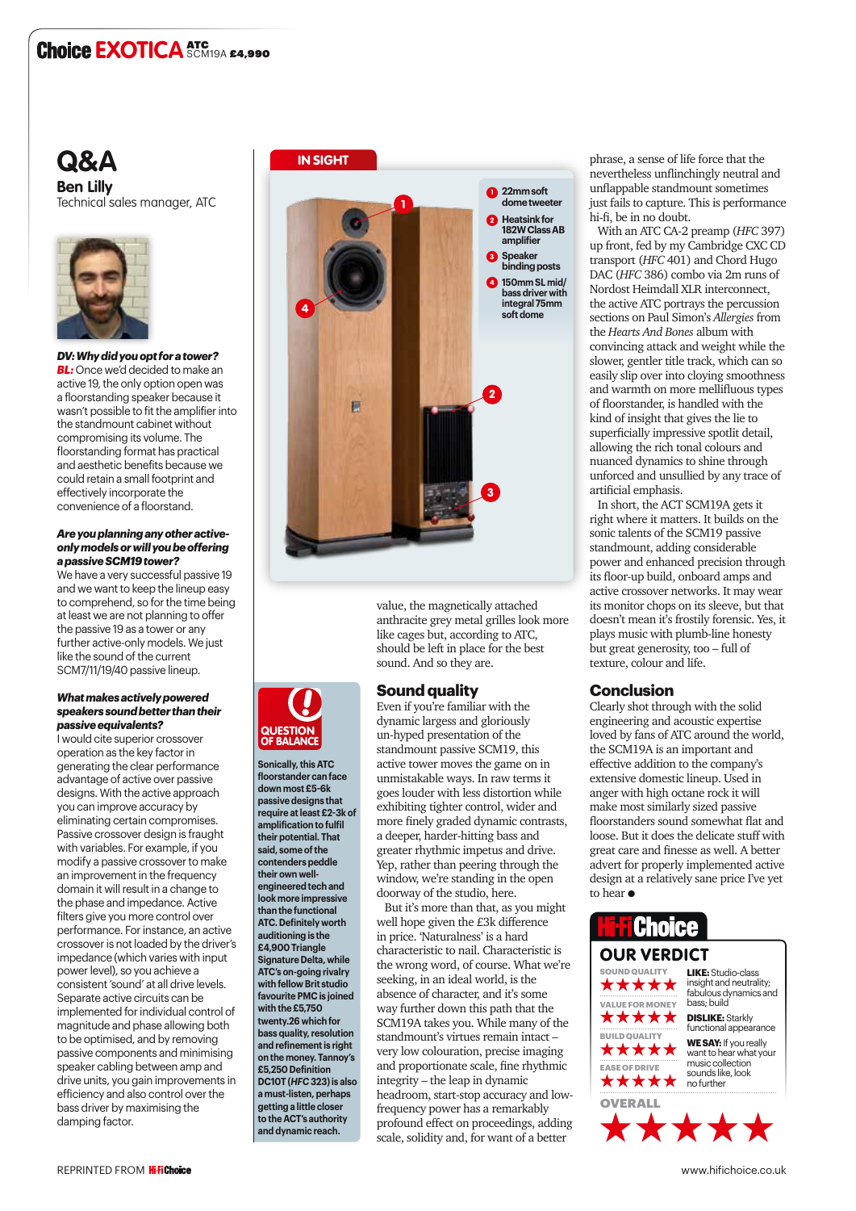# Choice EXOTICA ATC SCM19A £4,990

## Q&A

**Ben Lilly**
Technical sales manager, ATC

***DV: Why did you opt for a tower?***
***BL:*** Once we'd decided to make an active 19, the only option open was a floorstanding speaker because it wasn't possible to fit the amplifier into the standmount cabinet without compromising its volume. The floorstanding format has practical and aesthetic benefits because we could retain a small footprint and effectively incorporate the convenience of a floorstand.

***Are you planning any other active-only models or will you be offering a passive SCM19 tower?***
We have a very successful passive 19 and we want to keep the lineup easy to comprehend, so for the time being at least we are not planning to offer the passive 19 as a tower or any further active-only models. We just like the sound of the current SCM7/11/19/40 passive lineup.

***What makes actively powered speakers sound better than their passive equivalents?***
I would cite superior crossover operation as the key factor in generating the clear performance advantage of active over passive designs. With the active approach you can improve accuracy by eliminating certain compromises. Passive crossover design is fraught with variables. For example, if you modify a passive crossover to make an improvement in the frequency domain it will result in a change to the phase and impedance. Active filters give you more control over performance. For instance, an active crossover is not loaded by the driver's impedance (which varies with input power level), so you achieve a consistent 'sound' at all drive levels. Separate active circuits can be implemented for individual control of magnitude and phase allowing both to be optimised, and by removing passive components and minimising speaker cabling between amp and drive units, you gain improvements in efficiency and also control over the bass driver by maximising the damping factor.

### IN SIGHT

1. 22mm soft dome tweeter
2. Heatsink for 182W Class AB amplifier
3. Speaker binding posts
4. 150mm SL mid/bass driver with integral 75mm soft dome

### QUESTION OF BALANCE

**Sonically, this ATC floorstander can face down most £5-6k passive designs that require at least £2-3k of amplification to fulfil their potential. That said, some of the contenders peddle their own well-engineered tech and look more impressive than the functional ATC. Definitely worth auditioning is the £4,900 Triangle Signature Delta, while ATC's on-going rivalry with fellow Brit studio favourite PMC is joined with the £5,750 twenty.26 which for bass quality, resolution and refinement is right on the money. Tannoy's £5,250 Definition DC10T (*HFC* 323) is also a must-listen, perhaps getting a little closer to the ACT's authority and dynamic reach.**

value, the magnetically attached anthracite grey metal grilles look more like cages but, according to ATC, should be left in place for the best sound. And so they are.

## Sound quality

Even if you're familiar with the dynamic largess and gloriously un-hyped presentation of the standmount passive SCM19, this active tower moves the game on in unmistakable ways. In raw terms it goes louder with less distortion while exhibiting tighter control, wider and more finely graded dynamic contrasts, a deeper, harder-hitting bass and greater rhythmic impetus and drive. Yep, rather than peering through the window, we're standing in the open doorway of the studio, here.

But it's more than that, as you might well hope given the £3k difference in price. 'Naturalness' is a hard characteristic to nail. Characteristic is the wrong word, of course. What we're seeking, in an ideal world, is the absence of character, and it's some way further down this path that the SCM19A takes you. While many of the standmount's virtues remain intact – very low colouration, precise imaging and proportionate scale, fine rhythmic integrity – the leap in dynamic headroom, start-stop accuracy and low-frequency power has a remarkably profound effect on proceedings, adding scale, solidity and, for want of a better phrase, a sense of life force that the nevertheless unflinchingly neutral and unflappable standmount sometimes just fails to capture. This is performance hi-fi, be in no doubt.

With an ATC CA-2 preamp (*HFC* 397) up front, fed by my Cambridge CXC CD transport (*HFC* 401) and Chord Hugo DAC (*HFC* 386) combo via 2m runs of Nordost Heimdall XLR interconnect, the active ATC portrays the percussion sections on Paul Simon's *Allergies* from the *Hearts And Bones* album with convincing attack and weight while the slower, gentler title track, which can so easily slip over into cloying smoothness and warmth on more mellifluous types of floorstander, is handled with the kind of insight that gives the lie to superficially impressive spotlit detail, allowing the rich tonal colours and nuanced dynamics to shine through unforced and unsullied by any trace of artificial emphasis.

In short, the ACT SCM19A gets it right where it matters. It builds on the sonic talents of the SCM19 passive standmount, adding considerable power and enhanced precision through its floor-up build, onboard amps and active crossover networks. It may wear its monitor chops on its sleeve, but that doesn't mean it's frostily forensic. Yes, it plays music with plumb-line honesty but great generosity, too – full of texture, colour and life.

## Conclusion

Clearly shot through with the solid engineering and acoustic expertise loved by fans of ATC around the world, the SCM19A is an important and effective addition to the company's extensive domestic lineup. Used in anger with high octane rock it will make most similarly sized passive floorstanders sound somewhat flat and loose. But it does the delicate stuff with great care and finesse as well. A better advert for properly implemented active design at a relatively sane price I've yet to hear ●

### Hi-Fi Choice — OUR VERDICT

SOUND QUALITY ★★★★★
VALUE FOR MONEY ★★★★★
BUILD QUALITY ★★★★★
EASE OF DRIVE ★★★★★

**LIKE:** Studio-class insight and neutrality; fabulous dynamics and bass; build

**DISLIKE:** Starkly functional appearance

**WE SAY:** If you really want to hear what your music collection sounds like, look no further

OVERALL ★★★★★

REPRINTED FROM Hi-Fi Choice